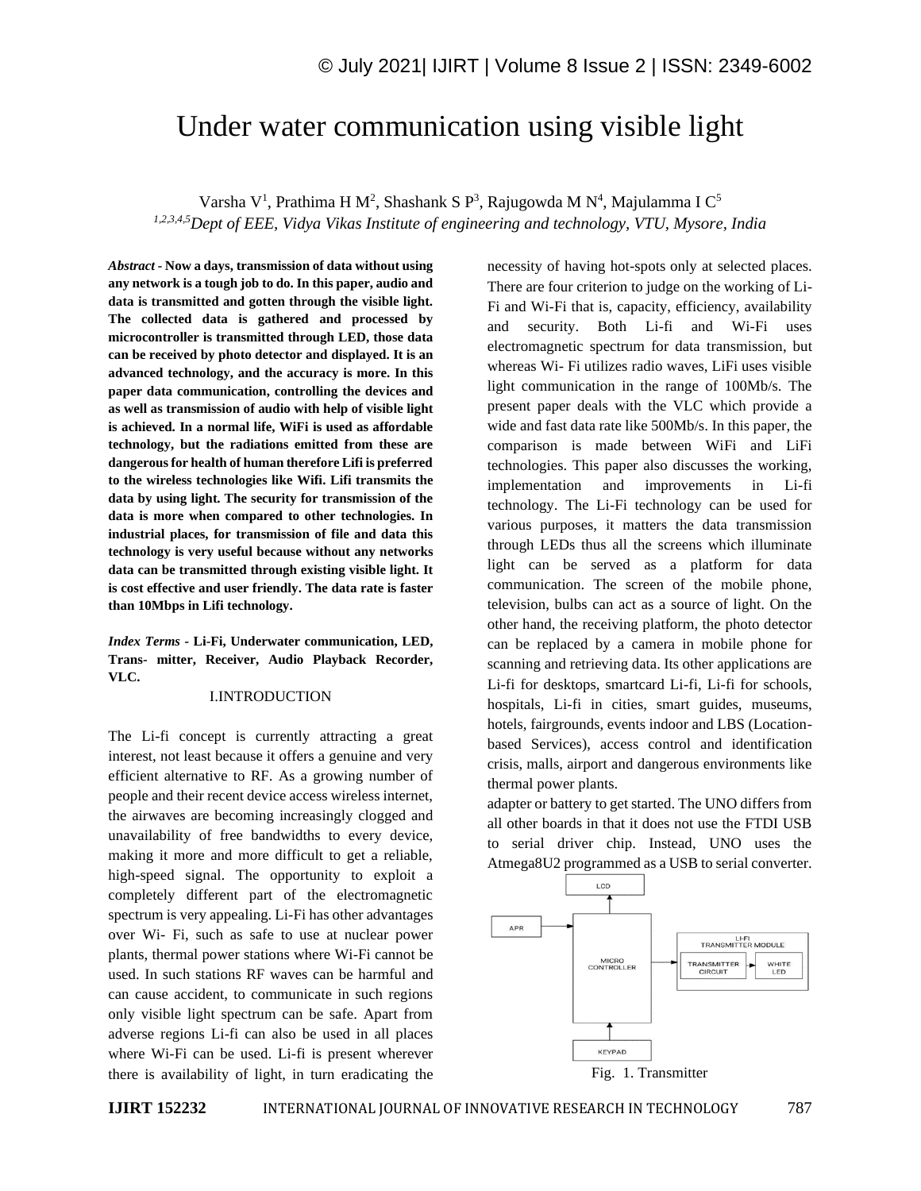# Under water communication using visible light

Varsha V[1], Prathima H M[2], Shashank S P[3], Rajugowda M N[4], Majulamma I C[5]

[1,2,3,4,5]*Dept of EEE, Vidya Vikas Institute of engineering and technology, VTU, Mysore, India*

***Abstract -* Now a days, transmission of data without using any network is a tough job to do. In this paper, audio and data is transmitted and gotten through the visible light. The collected data is gathered and processed by microcontroller is transmitted through LED, those data can be received by photo detector and displayed. It is an advanced technology, and the accuracy is more. In this paper data communication, controlling the devices and as well as transmission of audio with help of visible light is achieved. In a normal life, WiFi is used as affordable technology, but the radiations emitted from these are dangerous for health of human therefore Lifi is preferred to the wireless technologies like Wifi. Lifi transmits the data by using light. The security for transmission of the data is more when compared to other technologies. In industrial places, for transmission of file and data this technology is very useful because without any networks data can be transmitted through existing visible light. It is cost effective and user friendly. The data rate is faster than 10Mbps in Lifi technology.**

***Index Terms -* Li-Fi, Underwater communication, LED, Trans- mitter, Receiver, Audio Playback Recorder, VLC.**

## I.INTRODUCTION

The Li-fi concept is currently attracting a great interest, not least because it offers a genuine and very efficient alternative to RF. As a growing number of people and their recent device access wireless internet, the airwaves are becoming increasingly clogged and unavailability of free bandwidths to every device, making it more and more difficult to get a reliable, high-speed signal. The opportunity to exploit a completely different part of the electromagnetic spectrum is very appealing. Li-Fi has other advantages over Wi- Fi, such as safe to use at nuclear power plants, thermal power stations where Wi-Fi cannot be used. In such stations RF waves can be harmful and can cause accident, to communicate in such regions only visible light spectrum can be safe. Apart from adverse regions Li-fi can also be used in all places where Wi-Fi can be used. Li-fi is present wherever there is availability of light, in turn eradicating the necessity of having hot-spots only at selected places. There are four criterion to judge on the working of Li-Fi and Wi-Fi that is, capacity, efficiency, availability and security. Both Li-fi and Wi-Fi uses electromagnetic spectrum for data transmission, but whereas Wi- Fi utilizes radio waves, LiFi uses visible light communication in the range of 100Mb/s. The present paper deals with the VLC which provide a wide and fast data rate like 500Mb/s. In this paper, the comparison is made between WiFi and LiFi technologies. This paper also discusses the working, implementation and improvements in Li-fi technology. The Li-Fi technology can be used for various purposes, it matters the data transmission through LEDs thus all the screens which illuminate light can be served as a platform for data communication. The screen of the mobile phone, television, bulbs can act as a source of light. On the other hand, the receiving platform, the photo detector can be replaced by a camera in mobile phone for scanning and retrieving data. Its other applications are Li-fi for desktops, smartcard Li-fi, Li-fi for schools, hospitals, Li-fi in cities, smart guides, museums, hotels, fairgrounds, events indoor and LBS (Location-based Services), access control and identification crisis, malls, airport and dangerous environments like thermal power plants.

adapter or battery to get started. The UNO differs from all other boards in that it does not use the FTDI USB to serial driver chip. Instead, UNO uses the Atmega8U2 programmed as a USB to serial converter.

Fig. 1. Transmitter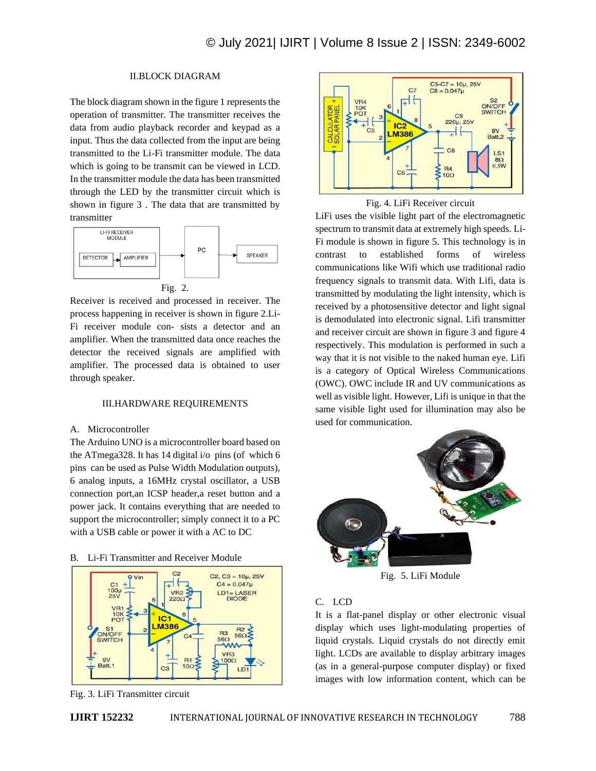## II.BLOCK DIAGRAM

The block diagram shown in the figure 1 represents the operation of transmitter. The transmitter receives the data from audio playback recorder and keypad as a input. Thus the data collected from the input are being transmitted to the Li-Fi transmitter module. The data which is going to be transmit can be viewed in LCD. In the transmitter module the data has been transmitted through the LED by the transmitter circuit which is shown in figure 3 . The data that are transmitted by transmitter

Fig. 2.

Receiver is received and processed in receiver. The process happening in receiver is shown in figure 2.Li-Fi receiver module con- sists a detector and an amplifier. When the transmitted data once reaches the detector the received signals are amplified with amplifier. The processed data is obtained to user through speaker.

## III.HARDWARE REQUIREMENTS

### A. Microcontroller

The Arduino UNO is a microcontroller board based on the ATmega328. It has 14 digital i/o pins (of which 6 pins can be used as Pulse Width Modulation outputs), 6 analog inputs, a 16MHz crystal oscillator, a USB connection port,an ICSP header,a reset button and a power jack. It contains everything that are needed to support the microcontroller; simply connect it to a PC with a USB cable or power it with a AC to DC

### B. Li-Fi Transmitter and Receiver Module

Fig. 3. LiFi Transmitter circuit

Fig. 4. LiFi Receiver circuit

LiFi uses the visible light part of the electromagnetic spectrum to transmit data at extremely high speeds. Li-Fi module is shown in figure 5. This technology is in contrast to established forms of wireless communications like Wifi which use traditional radio frequency signals to transmit data. With Lifi, data is transmitted by modulating the light intensity, which is received by a photosensitive detector and light signal is demodulated into electronic signal. Lifi transmitter and receiver circuit are shown in figure 3 and figure 4 respectively. This modulation is performed in such a way that it is not visible to the naked human eye. Lifi is a category of Optical Wireless Communications (OWC). OWC include IR and UV communications as well as visible light. However, Lifi is unique in that the same visible light used for illumination may also be used for communication.

Fig. 5. LiFi Module

### C. LCD

It is a flat-panel display or other electronic visual display which uses light-modulating properties of liquid crystals. Liquid crystals do not directly emit light. LCDs are available to display arbitrary images (as in a general-purpose computer display) or fixed images with low information content, which can be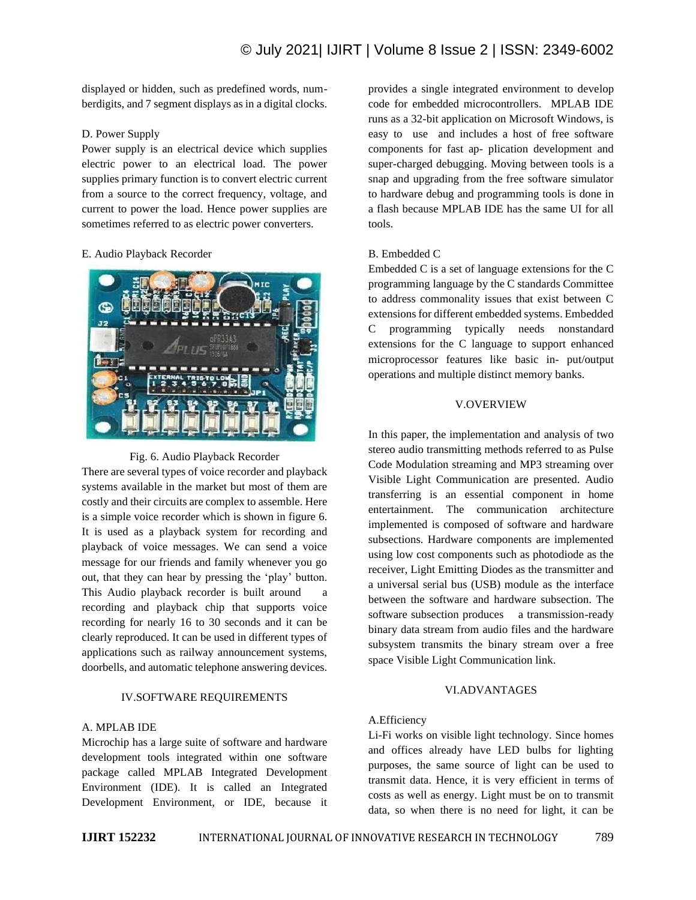displayed or hidden, such as predefined words, num-berdigits, and 7 segment displays as in a digital clocks.

D. Power Supply

Power supply is an electrical device which supplies electric power to an electrical load. The power supplies primary function is to convert electric current from a source to the correct frequency, voltage, and current to power the load. Hence power supplies are sometimes referred to as electric power converters.

E. Audio Playback Recorder

Fig. 6. Audio Playback Recorder

There are several types of voice recorder and playback systems available in the market but most of them are costly and their circuits are complex to assemble. Here is a simple voice recorder which is shown in figure 6. It is used as a playback system for recording and playback of voice messages. We can send a voice message for our friends and family whenever you go out, that they can hear by pressing the 'play' button. This Audio playback recorder is built around a recording and playback chip that supports voice recording for nearly 16 to 30 seconds and it can be clearly reproduced. It can be used in different types of applications such as railway announcement systems, doorbells, and automatic telephone answering devices.

## IV.SOFTWARE REQUIREMENTS

A. MPLAB IDE

Microchip has a large suite of software and hardware development tools integrated within one software package called MPLAB Integrated Development Environment (IDE). It is called an Integrated Development Environment, or IDE, because it provides a single integrated environment to develop code for embedded microcontrollers. MPLAB IDE runs as a 32-bit application on Microsoft Windows, is easy to use and includes a host of free software components for fast ap- plication development and super-charged debugging. Moving between tools is a snap and upgrading from the free software simulator to hardware debug and programming tools is done in a flash because MPLAB IDE has the same UI for all tools.

B. Embedded C

Embedded C is a set of language extensions for the C programming language by the C standards Committee to address commonality issues that exist between C extensions for different embedded systems. Embedded C programming typically needs nonstandard extensions for the C language to support enhanced microprocessor features like basic in- put/output operations and multiple distinct memory banks.

## V.OVERVIEW

In this paper, the implementation and analysis of two stereo audio transmitting methods referred to as Pulse Code Modulation streaming and MP3 streaming over Visible Light Communication are presented. Audio transferring is an essential component in home entertainment. The communication architecture implemented is composed of software and hardware subsections. Hardware components are implemented using low cost components such as photodiode as the receiver, Light Emitting Diodes as the transmitter and a universal serial bus (USB) module as the interface between the software and hardware subsection. The software subsection produces a transmission-ready binary data stream from audio files and the hardware subsystem transmits the binary stream over a free space Visible Light Communication link.

## VI.ADVANTAGES

A.Efficiency

Li-Fi works on visible light technology. Since homes and offices already have LED bulbs for lighting purposes, the same source of light can be used to transmit data. Hence, it is very efficient in terms of costs as well as energy. Light must be on to transmit data, so when there is no need for light, it can be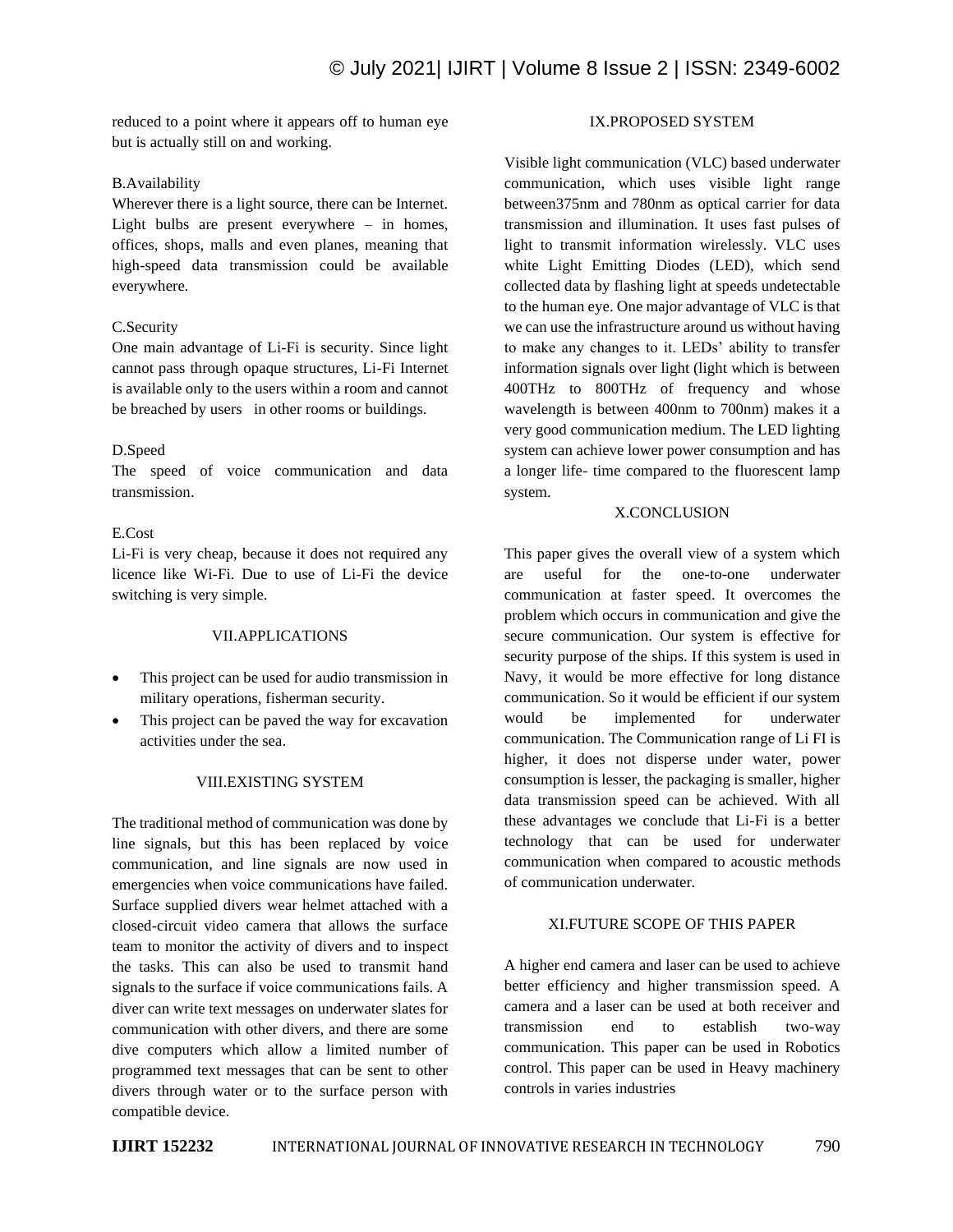reduced to a point where it appears off to human eye but is actually still on and working.

B.Availability

Wherever there is a light source, there can be Internet. Light bulbs are present everywhere – in homes, offices, shops, malls and even planes, meaning that high-speed data transmission could be available everywhere.

C.Security

One main advantage of Li-Fi is security. Since light cannot pass through opaque structures, Li-Fi Internet is available only to the users within a room and cannot be breached by users in other rooms or buildings.

D.Speed

The speed of voice communication and data transmission.

E.Cost

Li-Fi is very cheap, because it does not required any licence like Wi-Fi. Due to use of Li-Fi the device switching is very simple.

## VII.APPLICATIONS

- This project can be used for audio transmission in military operations, fisherman security.
- This project can be paved the way for excavation activities under the sea.

## VIII.EXISTING SYSTEM

The traditional method of communication was done by line signals, but this has been replaced by voice communication, and line signals are now used in emergencies when voice communications have failed. Surface supplied divers wear helmet attached with a closed-circuit video camera that allows the surface team to monitor the activity of divers and to inspect the tasks. This can also be used to transmit hand signals to the surface if voice communications fails. A diver can write text messages on underwater slates for communication with other divers, and there are some dive computers which allow a limited number of programmed text messages that can be sent to other divers through water or to the surface person with compatible device.

## IX.PROPOSED SYSTEM

Visible light communication (VLC) based underwater communication, which uses visible light range between375nm and 780nm as optical carrier for data transmission and illumination. It uses fast pulses of light to transmit information wirelessly. VLC uses white Light Emitting Diodes (LED), which send collected data by flashing light at speeds undetectable to the human eye. One major advantage of VLC is that we can use the infrastructure around us without having to make any changes to it. LEDs' ability to transfer information signals over light (light which is between 400THz to 800THz of frequency and whose wavelength is between 400nm to 700nm) makes it a very good communication medium. The LED lighting system can achieve lower power consumption and has a longer life- time compared to the fluorescent lamp system.

## X.CONCLUSION

This paper gives the overall view of a system which are useful for the one-to-one underwater communication at faster speed. It overcomes the problem which occurs in communication and give the secure communication. Our system is effective for security purpose of the ships. If this system is used in Navy, it would be more effective for long distance communication. So it would be efficient if our system would be implemented for underwater communication. The Communication range of Li FI is higher, it does not disperse under water, power consumption is lesser, the packaging is smaller, higher data transmission speed can be achieved. With all these advantages we conclude that Li-Fi is a better technology that can be used for underwater communication when compared to acoustic methods of communication underwater.

## XI.FUTURE SCOPE OF THIS PAPER

A higher end camera and laser can be used to achieve better efficiency and higher transmission speed. A camera and a laser can be used at both receiver and transmission end to establish two-way communication. This paper can be used in Robotics control. This paper can be used in Heavy machinery controls in varies industries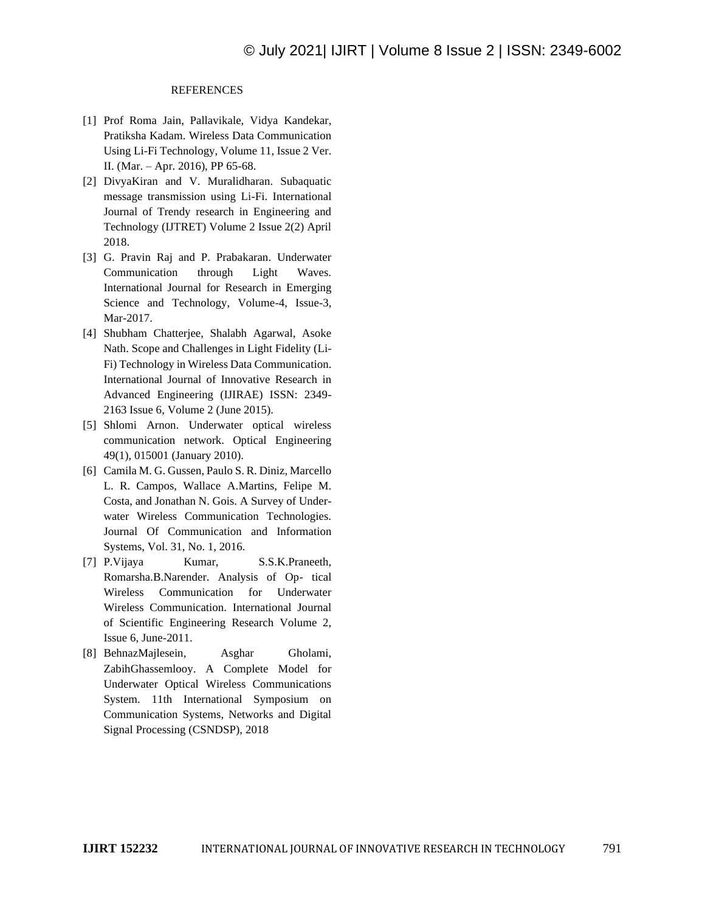## REFERENCES

[1] Prof Roma Jain, Pallavikale, Vidya Kandekar, Pratiksha Kadam. Wireless Data Communication Using Li-Fi Technology, Volume 11, Issue 2 Ver. II. (Mar. – Apr. 2016), PP 65-68.

[2] DivyaKiran and V. Muralidharan. Subaquatic message transmission using Li-Fi. International Journal of Trendy research in Engineering and Technology (IJTRET) Volume 2 Issue 2(2) April 2018.

[3] G. Pravin Raj and P. Prabakaran. Underwater Communication through Light Waves. International Journal for Research in Emerging Science and Technology, Volume-4, Issue-3, Mar-2017.

[4] Shubham Chatterjee, Shalabh Agarwal, Asoke Nath. Scope and Challenges in Light Fidelity (Li-Fi) Technology in Wireless Data Communication. International Journal of Innovative Research in Advanced Engineering (IJIRAE) ISSN: 2349-2163 Issue 6, Volume 2 (June 2015).

[5] Shlomi Arnon. Underwater optical wireless communication network. Optical Engineering 49(1), 015001 (January 2010).

[6] Camila M. G. Gussen, Paulo S. R. Diniz, Marcello L. R. Campos, Wallace A.Martins, Felipe M. Costa, and Jonathan N. Gois. A Survey of Under-water Wireless Communication Technologies. Journal Of Communication and Information Systems, Vol. 31, No. 1, 2016.

[7] P.Vijaya Kumar, S.S.K.Praneeth, Romarsha.B.Narender. Analysis of Op- tical Wireless Communication for Underwater Wireless Communication. International Journal of Scientific Engineering Research Volume 2, Issue 6, June-2011.

[8] BehnazMajlesein, Asghar Gholami, ZabihGhassemlooy. A Complete Model for Underwater Optical Wireless Communications System. 11th International Symposium on Communication Systems, Networks and Digital Signal Processing (CSNDSP), 2018